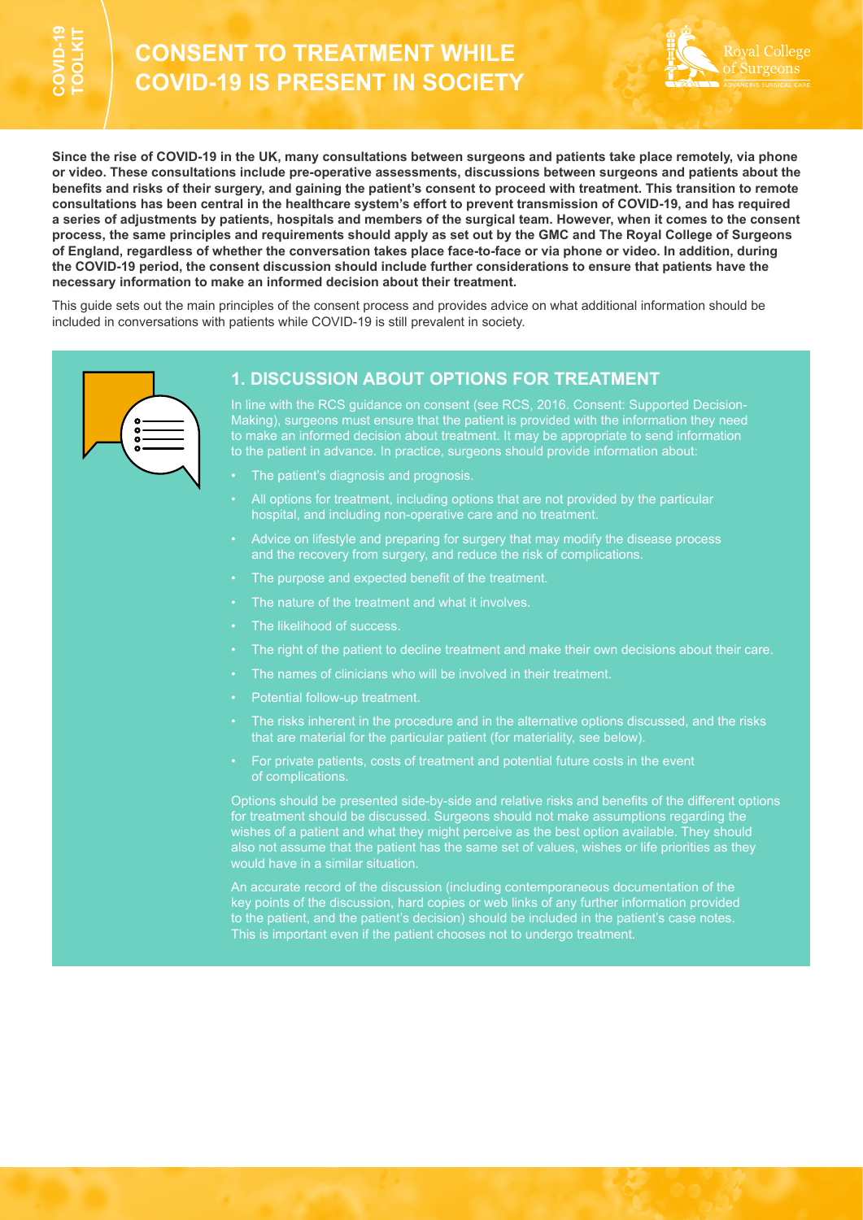# CONSENT TO TREATMENT WHILE COVID-19 IS PRESENT IN SOCIETY

**Since the rise of COVID-19 in the UK, many consultations between surgeons and patients take place remotely, via phone or video. These consultations include pre-operative assessments, discussions between surgeons and patients about the benefits and risks of their surgery, and gaining the patient's consent to proceed with treatment. This transition to remote consultations has been central in the healthcare system's effort to prevent transmission of COVID-19, and has required a series of adjustments by patients, hospitals and members of the surgical team. However, when it comes to the consent process, the same principles and requirements should apply as set out by the GMC and The Royal College of Surgeons of England, regardless of whether the conversation takes place face-to-face or via phone or video. In addition, during the COVID-19 period, the consent discussion should include further considerations to ensure that patients have the necessary information to make an informed decision about their treatment.**

This guide sets out the main principles of the consent process and provides advice on what additional information should be included in conversations with patients while COVID-19 is still prevalent in society.

## 1. DISCUSSION ABOUT OPTIONS FOR TREATMENT

In line with the RCS guidance on consent (see RCS, 2016. Consent: Supported Decision-Making), surgeons must ensure that the patient is provided with the information they need to make an informed decision about treatment. It may be appropriate to send information to the patient in advance. In practice, surgeons should provide information about:

- The patient's diagnosis and prognosis.
- All options for treatment, including options that are not provided by the particular hospital, and including non-operative care and no treatment.
- Advice on lifestyle and preparing for surgery that may modify the disease process and the recovery from surgery, and reduce the risk of complications.
- The purpose and expected benefit of the treatment.
- The nature of the treatment and what it involves.
- The likelihood of success.
- The right of the patient to decline treatment and make their own decisions about their care.
- The names of clinicians who will be involved in their treatment.
- Potential follow-up treatment.
- The risks inherent in the procedure and in the alternative options discussed, and the risks that are material for the particular patient (for materiality, see below).
- For private patients, costs of treatment and potential future costs in the event of complications.

Options should be presented side-by-side and relative risks and benefits of the different options for treatment should be discussed. Surgeons should not make assumptions regarding the wishes of a patient and what they might perceive as the best option available. They should also not assume that the patient has the same set of values, wishes or life priorities as they would have in a similar situation.

An accurate record of the discussion (including contemporaneous documentation of the key points of the discussion, hard copies or web links of any further information provided to the patient, and the patient's decision) should be included in the patient's case notes. This is important even if the patient chooses not to undergo treatment.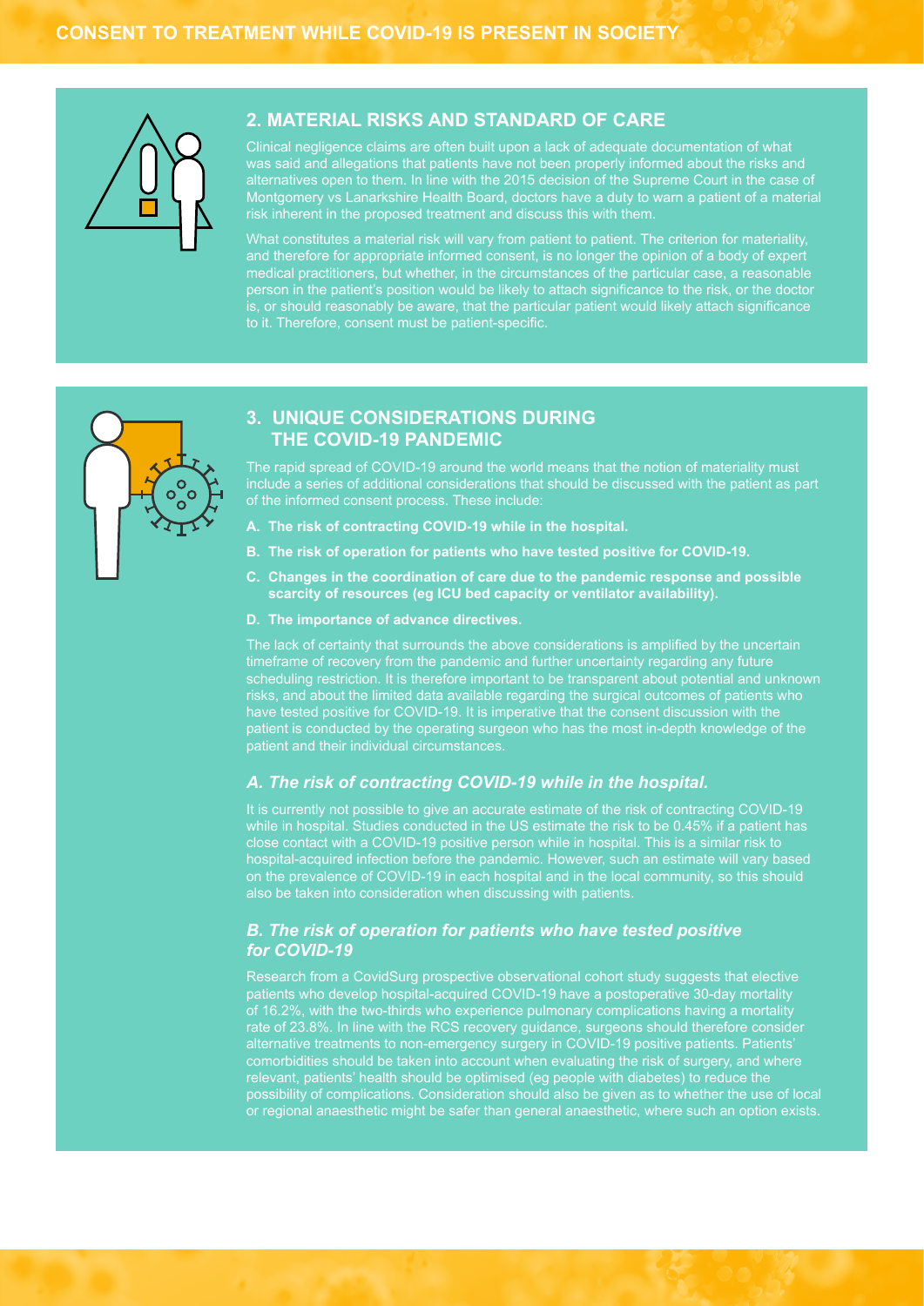## 2. MATERIAL RISKS AND STANDARD OF CARE

Clinical negligence claims are often built upon a lack of adequate documentation of what was said and allegations that patients have not been properly informed about the risks and alternatives open to them. In line with the 2015 decision of the Supreme Court in the case of Montgomery vs Lanarkshire Health Board, doctors have a duty to warn a patient of a material risk inherent in the proposed treatment and discuss this with them.

What constitutes a material risk will vary from patient to patient. The criterion for materiality, and therefore for appropriate informed consent, is no longer the opinion of a body of expert medical practitioners, but whether, in the circumstances of the particular case, a reasonable person in the patient's position would be likely to attach significance to the risk, or the doctor is, or should reasonably be aware, that the particular patient would likely attach significance to it. Therefore, consent must be patient-specific.

## 3. UNIQUE CONSIDERATIONS DURING THE COVID-19 PANDEMIC

The rapid spread of COVID-19 around the world means that the notion of materiality must include a series of additional considerations that should be discussed with the patient as part of the informed consent process. These include:

- **A. The risk of contracting COVID-19 while in the hospital.**
- **B. The risk of operation for patients who have tested positive for COVID-19.**
- **C. Changes in the coordination of care due to the pandemic response and possible scarcity of resources (eg ICU bed capacity or ventilator availability).**
- **D. The importance of advance directives.**

The lack of certainty that surrounds the above considerations is amplified by the uncertain timeframe of recovery from the pandemic and further uncertainty regarding any future scheduling restriction. It is therefore important to be transparent about potential and unknown risks, and about the limited data available regarding the surgical outcomes of patients who have tested positive for COVID-19. It is imperative that the consent discussion with the patient is conducted by the operating surgeon who has the most in-depth knowledge of the patient and their individual circumstances.

### *A. The risk of contracting COVID-19 while in the hospital.*

It is currently not possible to give an accurate estimate of the risk of contracting COVID-19 while in hospital. Studies conducted in the US estimate the risk to be 0.45% if a patient has close contact with a COVID-19 positive person while in hospital. This is a similar risk to hospital-acquired infection before the pandemic. However, such an estimate will vary based on the prevalence of COVID-19 in each hospital and in the local community, so this should also be taken into consideration when discussing with patients.

### *B. The risk of operation for patients who have tested positive for COVID-19*

Research from a CovidSurg prospective observational cohort study suggests that elective patients who develop hospital-acquired COVID-19 have a postoperative 30-day mortality of 16.2%, with the two-thirds who experience pulmonary complications having a mortality rate of 23.8%. In line with the RCS recovery guidance, surgeons should therefore consider alternative treatments to non-emergency surgery in COVID-19 positive patients. Patients' comorbidities should be taken into account when evaluating the risk of surgery, and where relevant, patients' health should be optimised (eg people with diabetes) to reduce the possibility of complications. Consideration should also be given as to whether the use of local or regional anaesthetic might be safer than general anaesthetic, where such an option exists.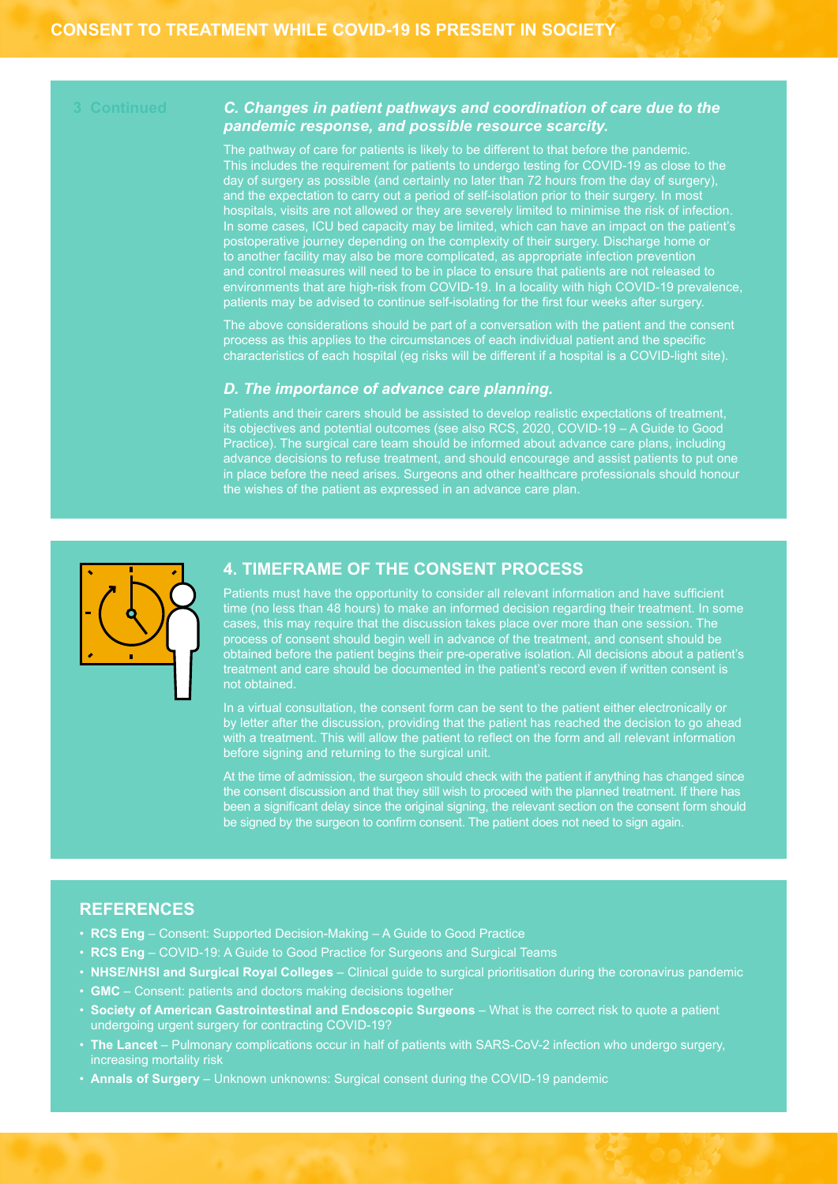3 Continued

### *C. Changes in patient pathways and coordination of care due to the pandemic response, and possible resource scarcity.*

The pathway of care for patients is likely to be different to that before the pandemic. This includes the requirement for patients to undergo testing for COVID-19 as close to the day of surgery as possible (and certainly no later than 72 hours from the day of surgery), and the expectation to carry out a period of self-isolation prior to their surgery. In most hospitals, visits are not allowed or they are severely limited to minimise the risk of infection. In some cases, ICU bed capacity may be limited, which can have an impact on the patient's postoperative journey depending on the complexity of their surgery. Discharge home or to another facility may also be more complicated, as appropriate infection prevention and control measures will need to be in place to ensure that patients are not released to environments that are high-risk from COVID-19. In a locality with high COVID-19 prevalence, patients may be advised to continue self-isolating for the first four weeks after surgery.

The above considerations should be part of a conversation with the patient and the consent process as this applies to the circumstances of each individual patient and the specific characteristics of each hospital (eg risks will be different if a hospital is a COVID-light site).

### *D. The importance of advance care planning.*

Patients and their carers should be assisted to develop realistic expectations of treatment, its objectives and potential outcomes (see also RCS, 2020, COVID-19 – A Guide to Good Practice). The surgical care team should be informed about advance care plans, including advance decisions to refuse treatment, and should encourage and assist patients to put one in place before the need arises. Surgeons and other healthcare professionals should honour the wishes of the patient as expressed in an advance care plan.

## 4. TIMEFRAME OF THE CONSENT PROCESS

Patients must have the opportunity to consider all relevant information and have sufficient time (no less than 48 hours) to make an informed decision regarding their treatment. In some cases, this may require that the discussion takes place over more than one session. The process of consent should begin well in advance of the treatment, and consent should be obtained before the patient begins their pre-operative isolation. All decisions about a patient's treatment and care should be documented in the patient's record even if written consent is not obtained.

In a virtual consultation, the consent form can be sent to the patient either electronically or by letter after the discussion, providing that the patient has reached the decision to go ahead with a treatment. This will allow the patient to reflect on the form and all relevant information before signing and returning to the surgical unit.

At the time of admission, the surgeon should check with the patient if anything has changed since the consent discussion and that they still wish to proceed with the planned treatment. If there has been a significant delay since the original signing, the relevant section on the consent form should be signed by the surgeon to confirm consent. The patient does not need to sign again.

## REFERENCES

- **RCS Eng** – Consent: Supported Decision-Making – A Guide to Good Practice
- **RCS Eng** – COVID-19: A Guide to Good Practice for Surgeons and Surgical Teams
- **NHSE/NHSI and Surgical Royal Colleges** – Clinical guide to surgical prioritisation during the coronavirus pandemic
- **GMC** – Consent: patients and doctors making decisions together
- **Society of American Gastrointestinal and Endoscopic Surgeons** – What is the correct risk to quote a patient undergoing urgent surgery for contracting COVID-19?
- **The Lancet** – Pulmonary complications occur in half of patients with SARS-CoV-2 infection who undergo surgery, increasing mortality risk
- **Annals of Surgery** – Unknown unknowns: Surgical consent during the COVID-19 pandemic